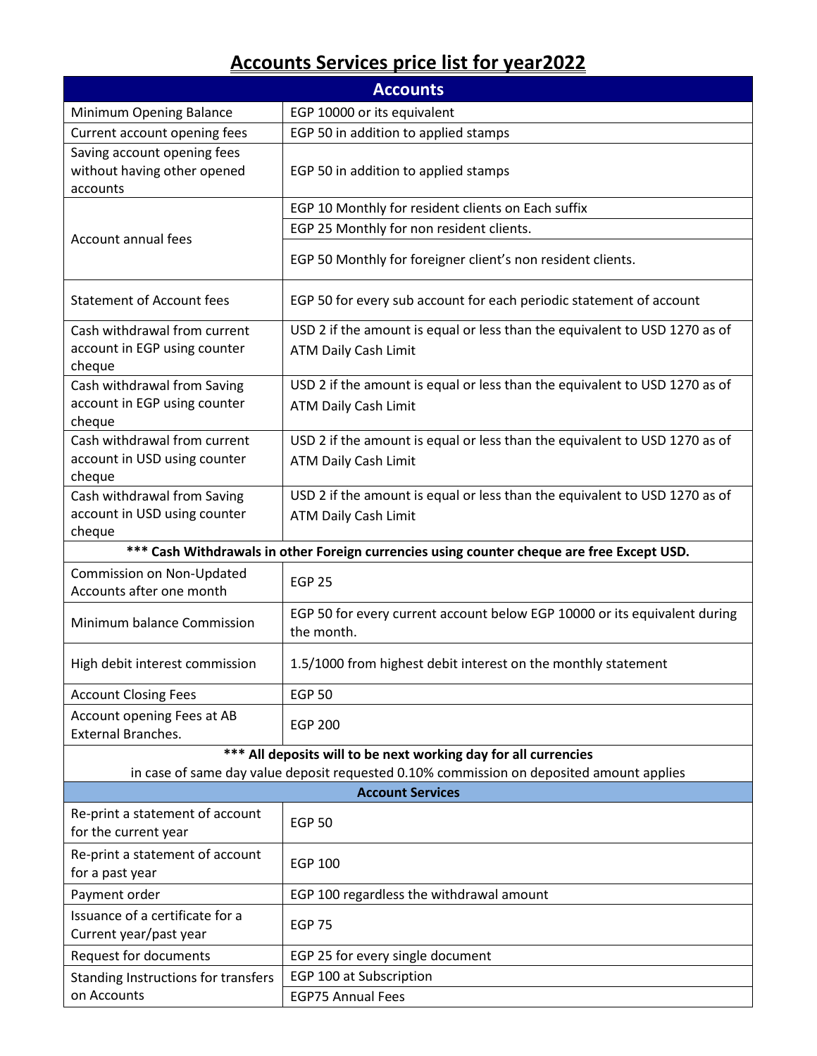# Accounts Services price list for year2022

| Accounts | |
|---|---|
| Minimum Opening Balance | EGP 10000 or its equivalent |
| Current account opening fees | EGP 50 in addition to applied stamps |
| Saving account opening fees without having other opened accounts | EGP 50 in addition to applied stamps |
| Account annual fees | EGP 10 Monthly for resident clients on Each suffix |
| | EGP 25 Monthly for non resident clients. |
| | EGP 50 Monthly for foreigner client's non resident clients. |
| Statement of Account fees | EGP 50 for every sub account for each periodic statement of account |
| Cash withdrawal from current account in EGP using counter cheque | USD 2 if the amount is equal or less than the equivalent to USD 1270 as of ATM Daily Cash Limit |
| Cash withdrawal from Saving account in EGP using counter cheque | USD 2 if the amount is equal or less than the equivalent to USD 1270 as of ATM Daily Cash Limit |
| Cash withdrawal from current account in USD using counter cheque | USD 2 if the amount is equal or less than the equivalent to USD 1270 as of ATM Daily Cash Limit |
| Cash withdrawal from Saving account in USD using counter cheque | USD 2 if the amount is equal or less than the equivalent to USD 1270 as of ATM Daily Cash Limit |
| **\*\*\* Cash Withdrawals in other Foreign currencies using counter cheque are free Except USD.** | |
| Commission on Non-Updated Accounts after one month | EGP 25 |
| Minimum balance Commission | EGP 50 for every current account below EGP 10000 or its equivalent during the month. |
| High debit interest commission | 1.5/1000 from highest debit interest on the monthly statement |
| Account Closing Fees | EGP 50 |
| Account opening Fees at AB External Branches. | EGP 200 |
| **\*\*\* All deposits will to be next working day for all currencies** in case of same day value deposit requested 0.10% commission on deposited amount applies | |
| **Account Services** | |
| Re-print a statement of account for the current year | EGP 50 |
| Re-print a statement of account for a past year | EGP 100 |
| Payment order | EGP 100 regardless the withdrawal amount |
| Issuance of a certificate for a Current year/past year | EGP 75 |
| Request for documents | EGP 25 for every single document |
| Standing Instructions for transfers on Accounts | EGP 100 at Subscription |
| | EGP75 Annual Fees |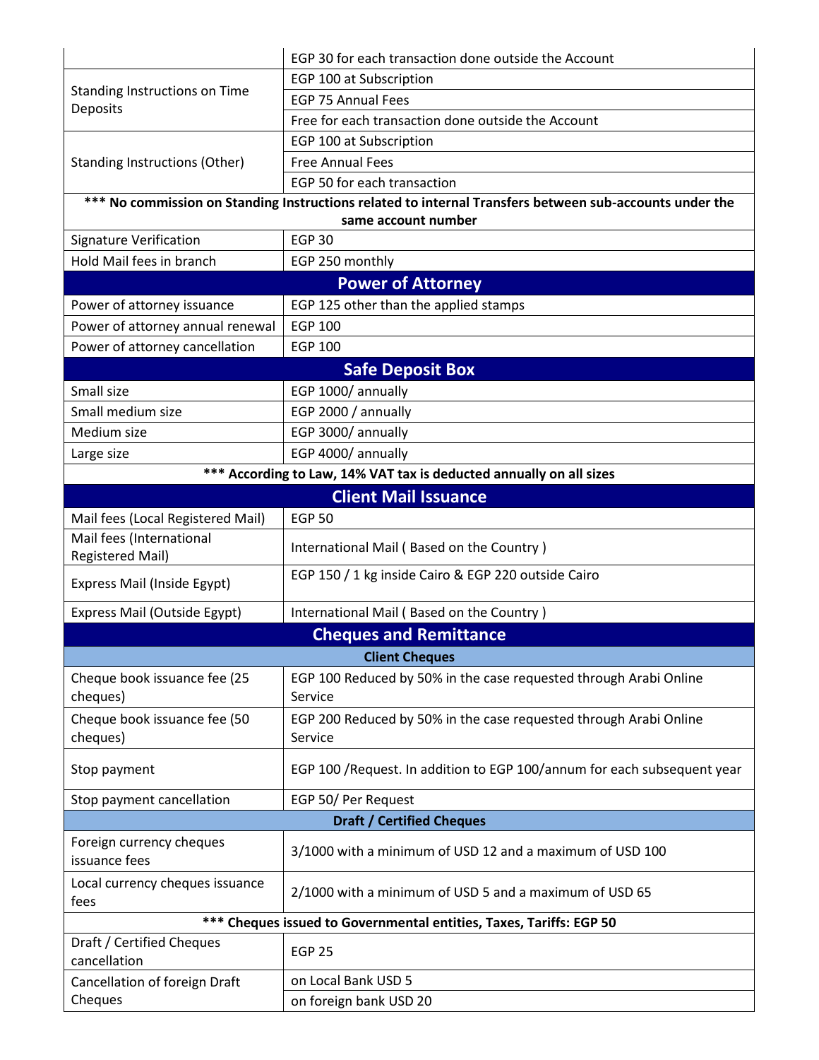| | |
|---|---|
| | EGP 30 for each transaction done outside the Account |
| Standing Instructions on Time Deposits | EGP 100 at Subscription |
| | EGP 75 Annual Fees |
| | Free for each transaction done outside the Account |
| Standing Instructions (Other) | EGP 100 at Subscription |
| | Free Annual Fees |
| | EGP 50 for each transaction |
| **\*\*\* No commission on Standing Instructions related to internal Transfers between sub-accounts under the same account number** | |
| Signature Verification | EGP 30 |
| Hold Mail fees in branch | EGP 250 monthly |
| **Power of Attorney** | |
| Power of attorney issuance | EGP 125 other than the applied stamps |
| Power of attorney annual renewal | EGP 100 |
| Power of attorney cancellation | EGP 100 |
| **Safe Deposit Box** | |
| Small size | EGP 1000/ annually |
| Small medium size | EGP 2000 / annually |
| Medium size | EGP 3000/ annually |
| Large size | EGP 4000/ annually |
| **\*\*\* According to Law, 14% VAT tax is deducted annually on all sizes** | |
| **Client Mail Issuance** | |
| Mail fees (Local Registered Mail) | EGP 50 |
| Mail fees (International Registered Mail) | International Mail ( Based on the Country ) |
| Express Mail (Inside Egypt) | EGP 150 / 1 kg inside Cairo & EGP 220 outside Cairo |
| Express Mail (Outside Egypt) | International Mail ( Based on the Country ) |
| **Cheques and Remittance** | |
| **Client Cheques** | |
| Cheque book issuance fee (25 cheques) | EGP 100 Reduced by 50% in the case requested through Arabi Online Service |
| Cheque book issuance fee (50 cheques) | EGP 200 Reduced by 50% in the case requested through Arabi Online Service |
| Stop payment | EGP 100 /Request. In addition to EGP 100/annum for each subsequent year |
| Stop payment cancellation | EGP 50/ Per Request |
| **Draft / Certified Cheques** | |
| Foreign currency cheques issuance fees | 3/1000 with a minimum of USD 12 and a maximum of USD 100 |
| Local currency cheques issuance fees | 2/1000 with a minimum of USD 5 and a maximum of USD 65 |
| **\*\*\* Cheques issued to Governmental entities, Taxes, Tariffs: EGP 50** | |
| Draft / Certified Cheques cancellation | EGP 25 |
| Cancellation of foreign Draft Cheques | on Local Bank USD 5 |
| | on foreign bank USD 20 |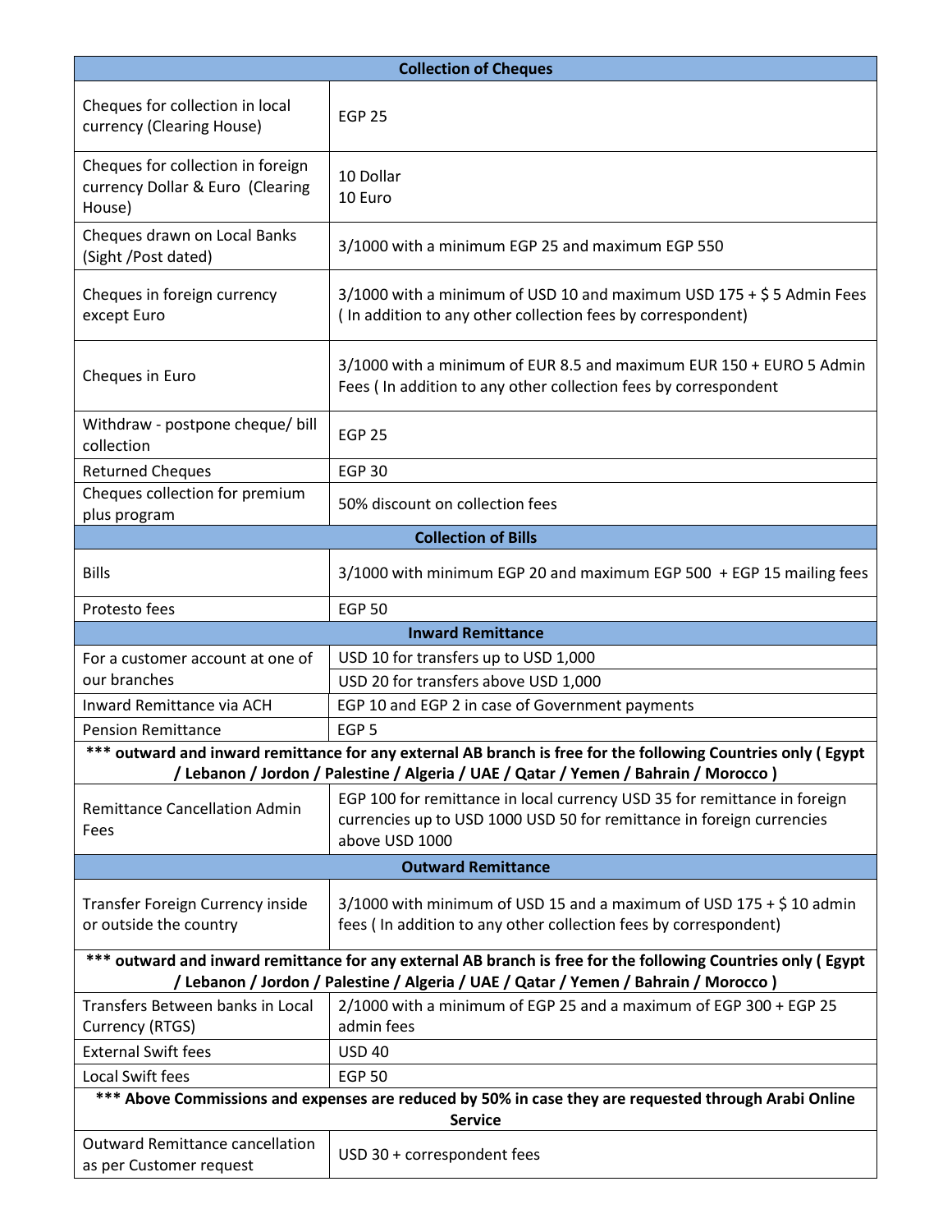| Collection of Cheques | |
|---|---|
| Cheques for collection in local currency (Clearing House) | EGP 25 |
| Cheques for collection in foreign currency Dollar & Euro (Clearing House) | 10 Dollar<br>10 Euro |
| Cheques drawn on Local Banks (Sight /Post dated) | 3/1000 with a minimum EGP 25 and maximum EGP 550 |
| Cheques in foreign currency except Euro | 3/1000 with a minimum of USD 10 and maximum USD 175 + $ 5 Admin Fees ( In addition to any other collection fees by correspondent) |
| Cheques in Euro | 3/1000 with a minimum of EUR 8.5 and maximum EUR 150 + EURO 5 Admin Fees ( In addition to any other collection fees by correspondent |
| Withdraw - postpone cheque/ bill collection | EGP 25 |
| Returned Cheques | EGP 30 |
| Cheques collection for premium plus program | 50% discount on collection fees |
| **Collection of Bills** | |
| Bills | 3/1000 with minimum EGP 20 and maximum EGP 500 + EGP 15 mailing fees |
| Protesto fees | EGP 50 |
| **Inward Remittance** | |
| For a customer account at one of our branches | USD 10 for transfers up to USD 1,000 |
| | USD 20 for transfers above USD 1,000 |
| Inward Remittance via ACH | EGP 10 and EGP 2 in case of Government payments |
| Pension Remittance | EGP 5 |
| **\*\*\* outward and inward remittance for any external AB branch is free for the following Countries only ( Egypt / Lebanon / Jordon / Palestine / Algeria / UAE / Qatar / Yemen / Bahrain / Morocco )** | |
| Remittance Cancellation Admin Fees | EGP 100 for remittance in local currency USD 35 for remittance in foreign currencies up to USD 1000 USD 50 for remittance in foreign currencies above USD 1000 |
| **Outward Remittance** | |
| Transfer Foreign Currency inside or outside the country | 3/1000 with minimum of USD 15 and a maximum of USD 175 + $ 10 admin fees ( In addition to any other collection fees by correspondent) |
| **\*\*\* outward and inward remittance for any external AB branch is free for the following Countries only ( Egypt / Lebanon / Jordon / Palestine / Algeria / UAE / Qatar / Yemen / Bahrain / Morocco )** | |
| Transfers Between banks in Local Currency (RTGS) | 2/1000 with a minimum of EGP 25 and a maximum of EGP 300 + EGP 25 admin fees |
| External Swift fees | USD 40 |
| Local Swift fees | EGP 50 |
| **\*\*\* Above Commissions and expenses are reduced by 50% in case they are requested through Arabi Online Service** | |
| Outward Remittance cancellation as per Customer request | USD 30 + correspondent fees |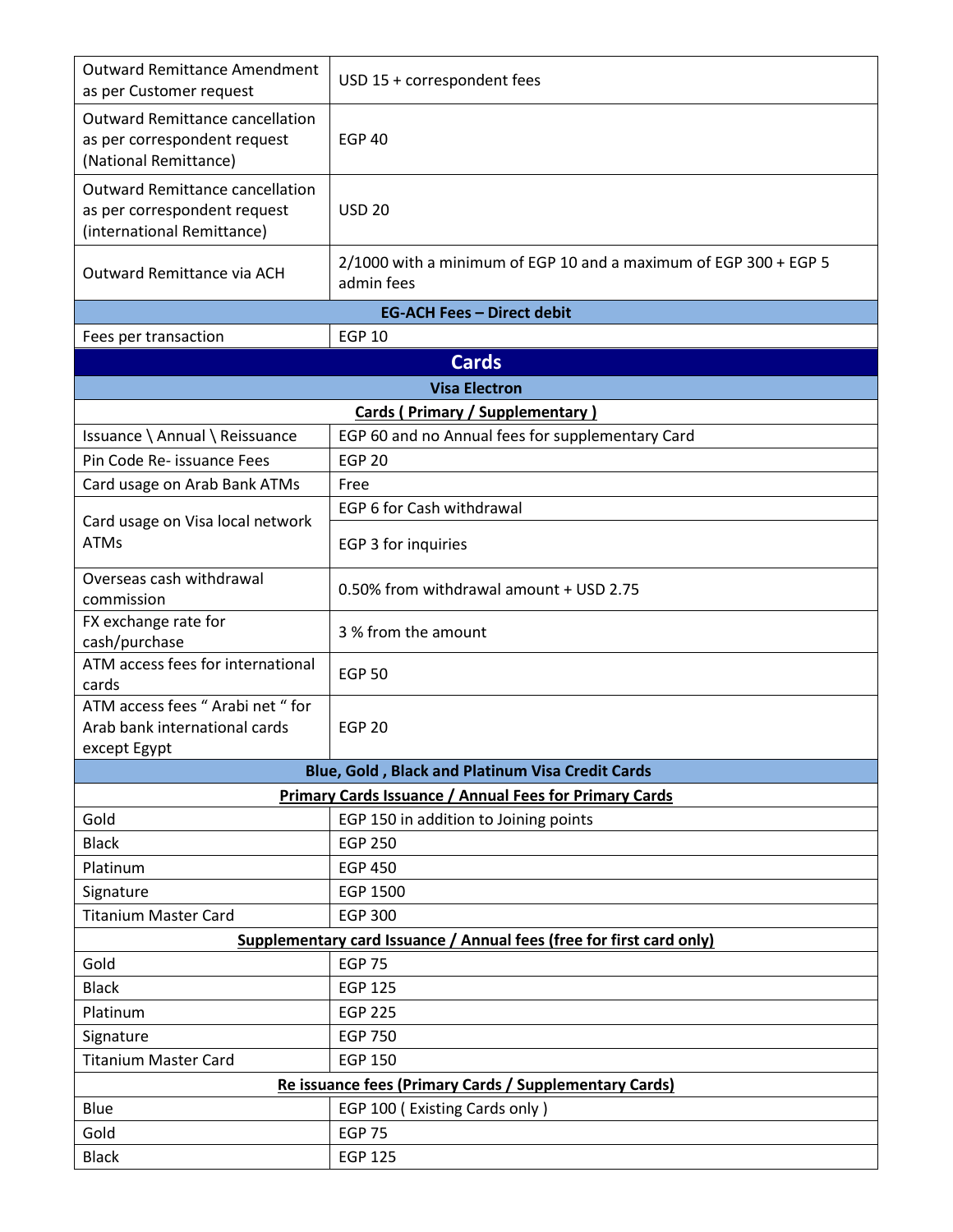| | |
|---|---|
| Outward Remittance Amendment as per Customer request | USD 15 + correspondent fees |
| Outward Remittance cancellation as per correspondent request (National Remittance) | EGP 40 |
| Outward Remittance cancellation as per correspondent request (international Remittance) | USD 20 |
| Outward Remittance via ACH | 2/1000 with a minimum of EGP 10 and a maximum of EGP 300 + EGP 5 admin fees |
| **EG-ACH Fees – Direct debit** | |
| Fees per transaction | EGP 10 |
| **Cards** | |
| **Visa Electron** | |
| **Cards ( Primary / Supplementary )** | |
| Issuance \ Annual \ Reissuance | EGP 60 and no Annual fees for supplementary Card |
| Pin Code Re- issuance Fees | EGP 20 |
| Card usage on Arab Bank ATMs | Free |
| Card usage on Visa local network ATMs | EGP 6 for Cash withdrawal |
| | EGP 3 for inquiries |
| Overseas cash withdrawal commission | 0.50% from withdrawal amount + USD 2.75 |
| FX exchange rate for cash/purchase | 3 % from the amount |
| ATM access fees for international cards | EGP 50 |
| ATM access fees " Arabi net " for Arab bank international cards except Egypt | EGP 20 |
| **Blue, Gold , Black and Platinum Visa Credit Cards** | |
| **Primary Cards Issuance / Annual Fees for Primary Cards** | |
| Gold | EGP 150 in addition to Joining points |
| Black | EGP 250 |
| Platinum | EGP 450 |
| Signature | EGP 1500 |
| Titanium Master Card | EGP 300 |
| **Supplementary card Issuance / Annual fees (free for first card only)** | |
| Gold | EGP 75 |
| Black | EGP 125 |
| Platinum | EGP 225 |
| Signature | EGP 750 |
| Titanium Master Card | EGP 150 |
| **Re issuance fees (Primary Cards / Supplementary Cards)** | |
| Blue | EGP 100 ( Existing Cards only ) |
| Gold | EGP 75 |
| Black | EGP 125 |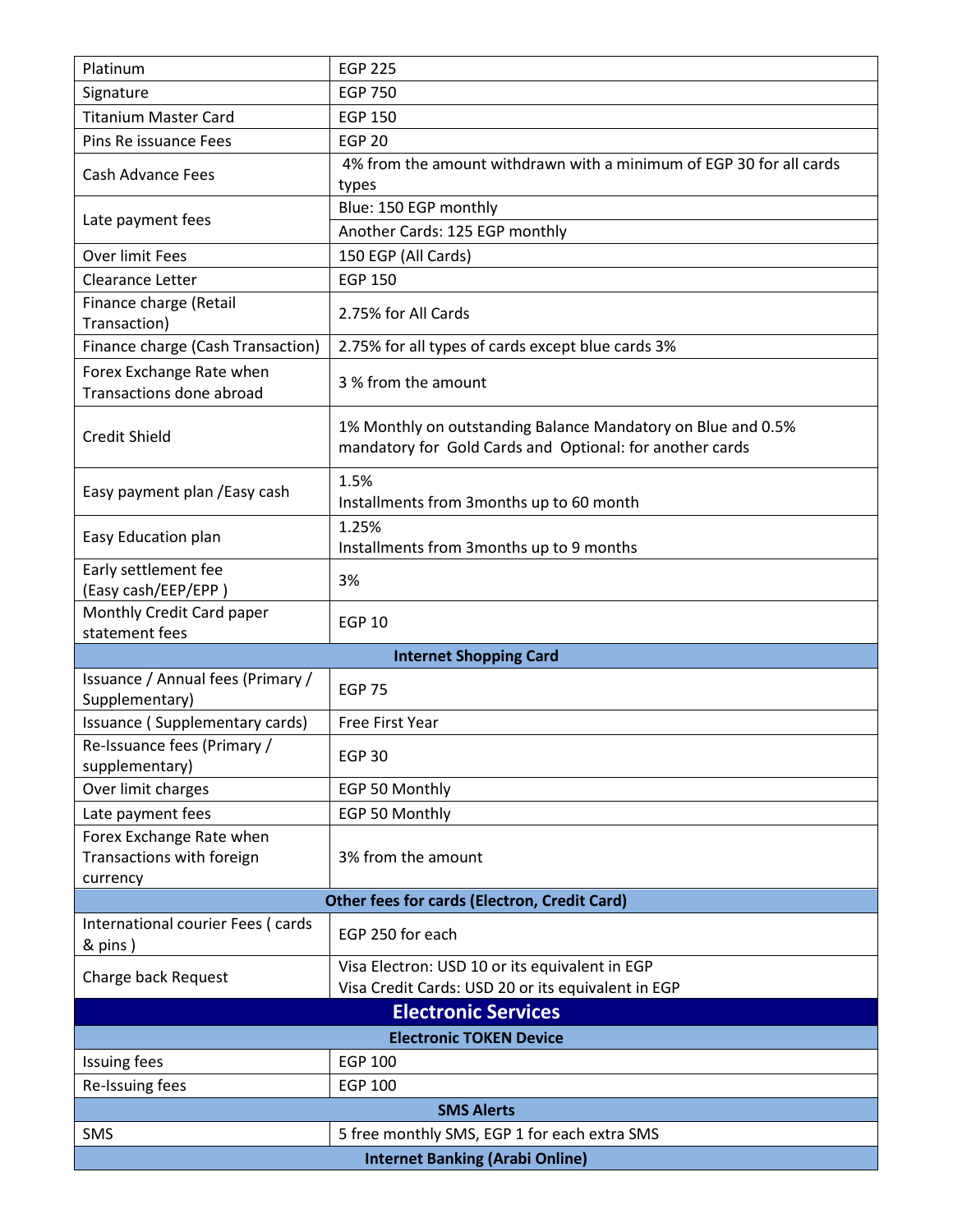| | |
|---|---|
| Platinum | EGP 225 |
| Signature | EGP 750 |
| Titanium Master Card | EGP 150 |
| Pins Re issuance Fees | EGP 20 |
| Cash Advance Fees | 4% from the amount withdrawn with a minimum of EGP 30 for all cards types |
| Late payment fees | Blue: 150 EGP monthly |
| | Another Cards: 125 EGP monthly |
| Over limit Fees | 150 EGP (All Cards) |
| Clearance Letter | EGP 150 |
| Finance charge (Retail Transaction) | 2.75% for All Cards |
| Finance charge (Cash Transaction) | 2.75% for all types of cards except blue cards 3% |
| Forex Exchange Rate when Transactions done abroad | 3 % from the amount |
| Credit Shield | 1% Monthly on outstanding Balance Mandatory on Blue and 0.5% mandatory for Gold Cards and Optional: for another cards |
| Easy payment plan /Easy cash | 1.5%<br>Installments from 3months up to 60 month |
| Easy Education plan | 1.25%<br>Installments from 3months up to 9 months |
| Early settlement fee (Easy cash/EEP/EPP ) | 3% |
| Monthly Credit Card paper statement fees | EGP 10 |
| **Internet Shopping Card** | |
| Issuance / Annual fees (Primary / Supplementary) | EGP 75 |
| Issuance ( Supplementary cards) | Free First Year |
| Re-Issuance fees (Primary / supplementary) | EGP 30 |
| Over limit charges | EGP 50 Monthly |
| Late payment fees | EGP 50 Monthly |
| Forex Exchange Rate when Transactions with foreign currency | 3% from the amount |
| **Other fees for cards (Electron, Credit Card)** | |
| International courier Fees ( cards & pins ) | EGP 250 for each |
| Charge back Request | Visa Electron: USD 10 or its equivalent in EGP<br>Visa Credit Cards: USD 20 or its equivalent in EGP |
| **Electronic Services** | |
| **Electronic TOKEN Device** | |
| Issuing fees | EGP 100 |
| Re-Issuing fees | EGP 100 |
| **SMS Alerts** | |
| SMS | 5 free monthly SMS, EGP 1 for each extra SMS |
| **Internet Banking (Arabi Online)** | |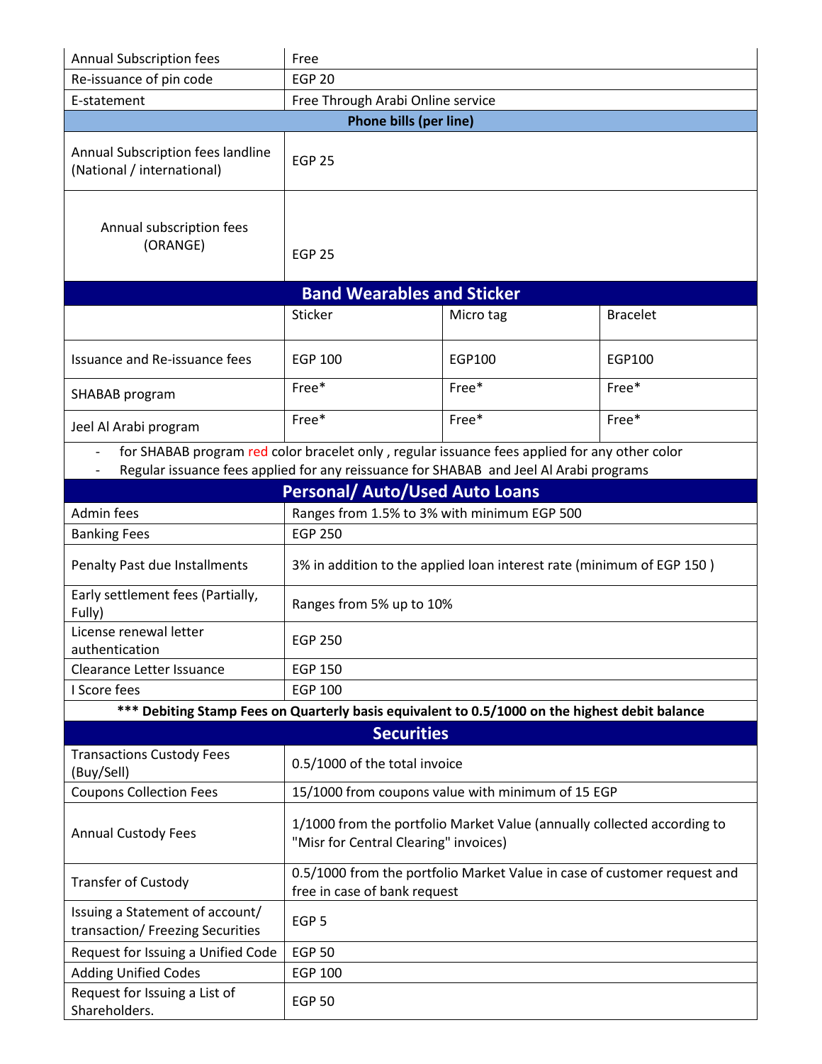| | | | |
|---|---|---|---|
| Annual Subscription fees | Free | | |
| Re-issuance of pin code | EGP 20 | | |
| E-statement | Free Through Arabi Online service | | |
| **Phone bills (per line)** | | | |
| Annual Subscription fees landline (National / international) | EGP 25 | | |
| Annual subscription fees (ORANGE) | EGP 25 | | |
| **Band Wearables and Sticker** | | | |
| | Sticker | Micro tag | Bracelet |
| Issuance and Re-issuance fees | EGP 100 | EGP100 | EGP100 |
| SHABAB program | Free* | Free* | Free* |
| Jeel Al Arabi program | Free* | Free* | Free* |
| - for SHABAB program red color bracelet only , regular issuance fees applied for any other color<br>- Regular issuance fees applied for any reissuance for SHABAB and Jeel Al Arabi programs | | | |
| **Personal/ Auto/Used Auto Loans** | | | |
| Admin fees | Ranges from 1.5% to 3% with minimum EGP 500 | | |
| Banking Fees | EGP 250 | | |
| Penalty Past due Installments | 3% in addition to the applied loan interest rate (minimum of EGP 150 ) | | |
| Early settlement fees (Partially, Fully) | Ranges from 5% up to 10% | | |
| License renewal letter authentication | EGP 250 | | |
| Clearance Letter Issuance | EGP 150 | | |
| I Score fees | EGP 100 | | |
| **\*\*\* Debiting Stamp Fees on Quarterly basis equivalent to 0.5/1000 on the highest debit balance** | | | |
| **Securities** | | | |
| Transactions Custody Fees (Buy/Sell) | 0.5/1000 of the total invoice | | |
| Coupons Collection Fees | 15/1000 from coupons value with minimum of 15 EGP | | |
| Annual Custody Fees | 1/1000 from the portfolio Market Value (annually collected according to "Misr for Central Clearing" invoices) | | |
| Transfer of Custody | 0.5/1000 from the portfolio Market Value in case of customer request and free in case of bank request | | |
| Issuing a Statement of account/ transaction/ Freezing Securities | EGP 5 | | |
| Request for Issuing a Unified Code | EGP 50 | | |
| Adding Unified Codes | EGP 100 | | |
| Request for Issuing a List of Shareholders. | EGP 50 | | |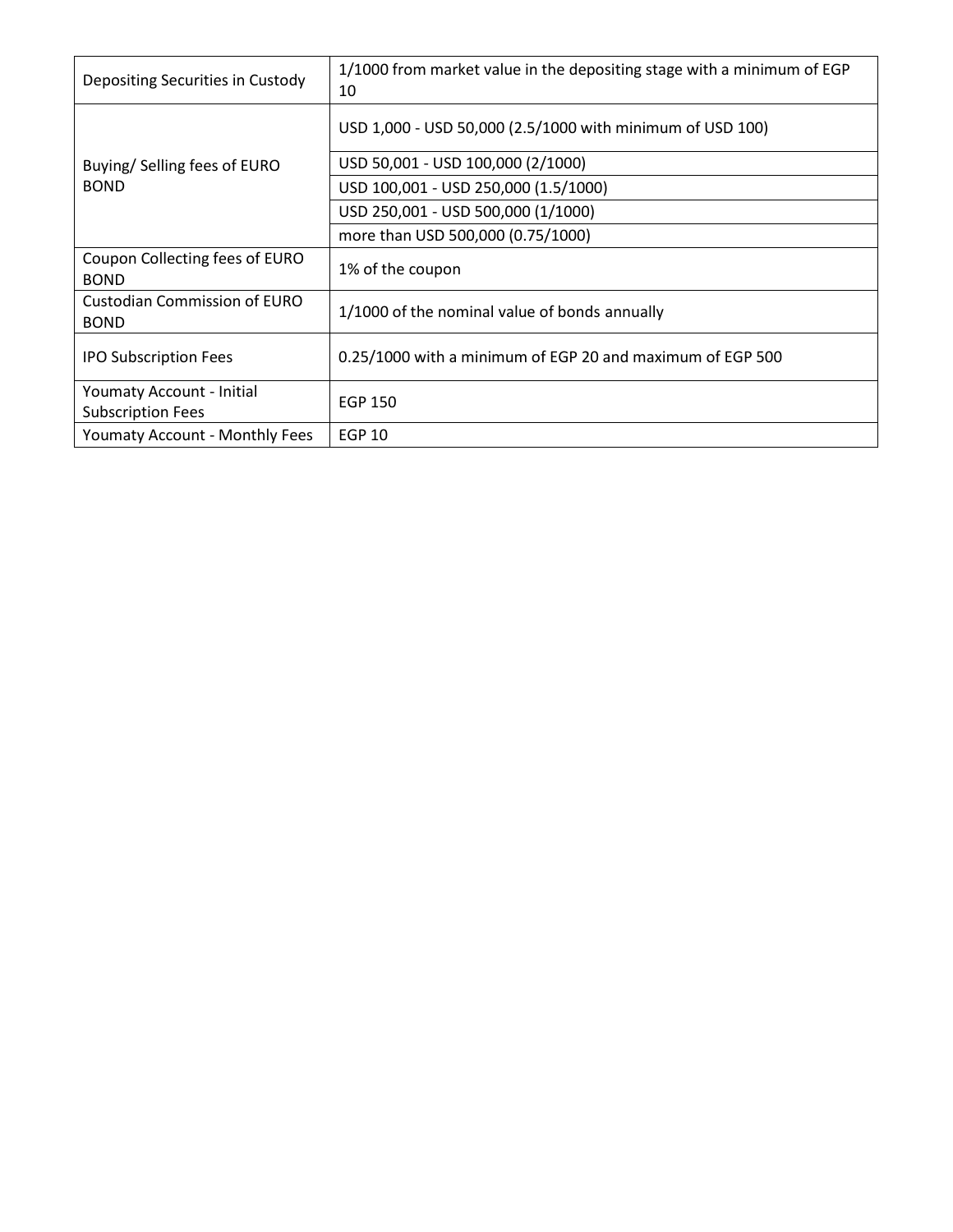| | |
|---|---|
| Depositing Securities in Custody | 1/1000 from market value in the depositing stage with a minimum of EGP 10 |
| Buying/ Selling fees of EURO BOND | USD 1,000 - USD 50,000 (2.5/1000 with minimum of USD 100) |
| | USD 50,001 - USD 100,000 (2/1000) |
| | USD 100,001 - USD 250,000 (1.5/1000) |
| | USD 250,001 - USD 500,000 (1/1000) |
| | more than USD 500,000 (0.75/1000) |
| Coupon Collecting fees of EURO BOND | 1% of the coupon |
| Custodian Commission of EURO BOND | 1/1000 of the nominal value of bonds annually |
| IPO Subscription Fees | 0.25/1000 with a minimum of EGP 20 and maximum of EGP 500 |
| Youmaty Account - Initial Subscription Fees | EGP 150 |
| Youmaty Account - Monthly Fees | EGP 10 |